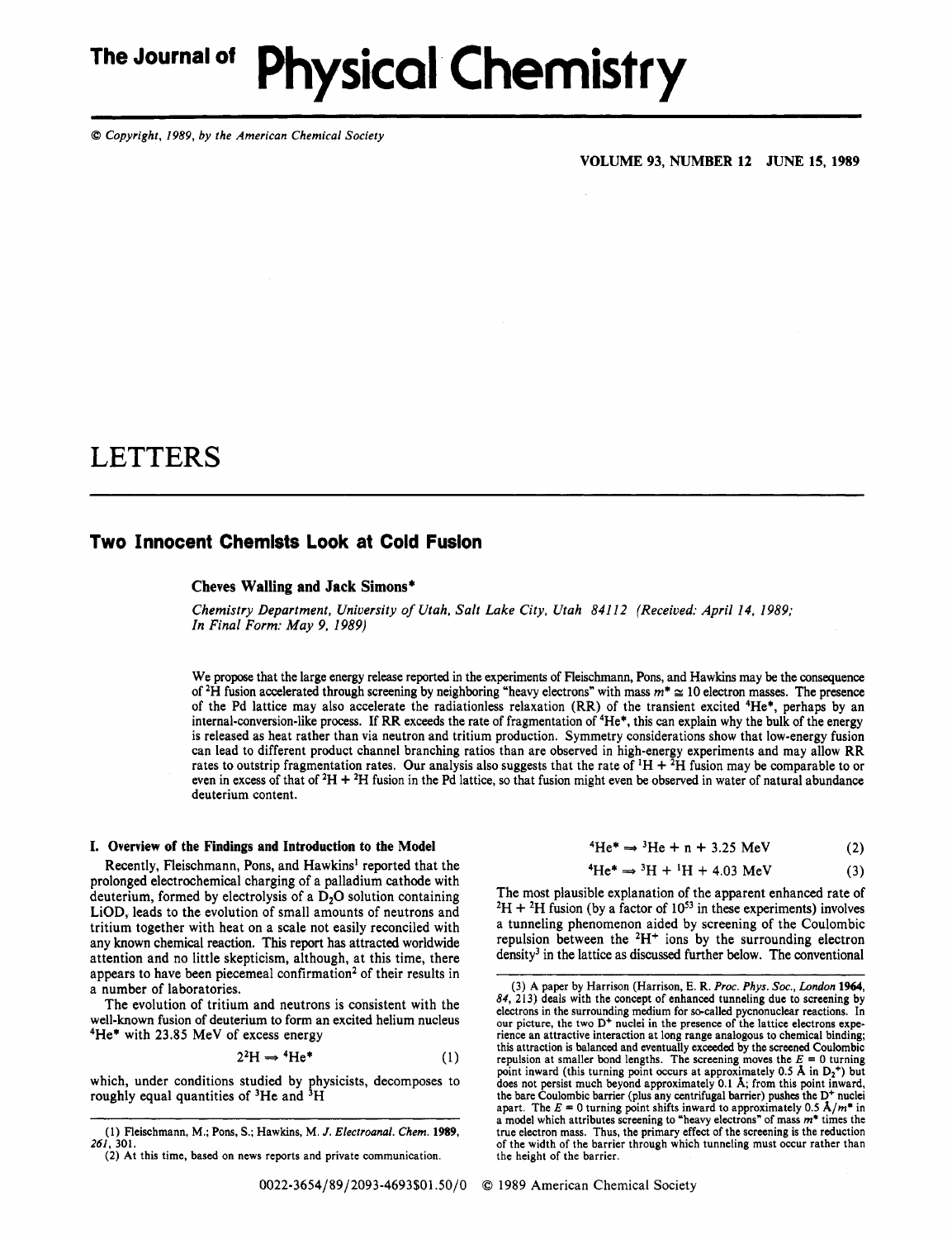# LETTERS

## Two Innocent Chemists Look at Cold Fusion

**Cheves Walling and Jack Simons***

*Chemistry Department, University of Utah, Salt Lake City, Utah 84112 (Received: April 14, 1989; In Final Form: May 9, 1989)*

We propose that the large energy release reported in the experiments of Fleischmann, Pons, and Hawkins may be the consequence of $^2$H fusion accelerated through screening by neighboring "heavy electrons" with mass $m^* \cong 10$ electron masses. The presence of the Pd lattice may also accelerate the radiationless relaxation (RR) of the transient excited $^4$He*, perhaps by an internal-conversion-like process. If RR exceeds the rate of fragmentation of $^4$He*, this can explain why the bulk of the energy is released as heat rather than via neutron and tritium production. Symmetry considerations show that low-energy fusion can lead to different product channel branching ratios than are observed in high-energy experiments and may allow RR rates to outstrip fragmentation rates. Our analysis also suggests that the rate of $^1$H + $^2$H fusion may be comparable to or even in excess of that of $^2$H + $^2$H fusion in the Pd lattice, so that fusion might even be observed in water of natural abundance deuterium content.

### I. Overview of the Findings and Introduction to the Model

Recently, Fleischmann, Pons, and Hawkins[1] reported that the prolonged electrochemical charging of a palladium cathode with deuterium, formed by electrolysis of a $D_2O$ solution containing LiOD, leads to the evolution of small amounts of neutrons and tritium together with heat on a scale not easily reconciled with any known chemical reaction. This report has attracted worldwide attention and no little skepticism, although, at this time, there appears to have been piecemeal confirmation[2] of their results in a number of laboratories.

The evolution of tritium and neutrons is consistent with the well-known fusion of deuterium to form an excited helium nucleus $^4$He* with 23.85 MeV of excess energy

$$2\,{}^2\text{H} \Rightarrow {}^4\text{He}^* \tag{1}$$

which, under conditions studied by physicists, decomposes to roughly equal quantities of $^3$He and $^3$H

$$^4\text{He}^* \Rightarrow {}^3\text{He} + \text{n} + 3.25 \text{ MeV} \tag{2}$$

$$^4\text{He}^* \Rightarrow {}^3\text{H} + {}^1\text{H} + 4.03 \text{ MeV} \tag{3}$$

The most plausible explanation of the apparent enhanced rate of $^2$H + $^2$H fusion (by a factor of $10^{53}$ in these experiments) involves a tunneling phenomenon aided by screening of the Coulombic repulsion between the $^2$H$^+$ ions by the surrounding electron density[3] in the lattice as discussed further below. The conventional

(1) Fleischmann, M.; Pons, S.; Hawkins, M. *J. Electroanal. Chem.* **1989**, *261*, 301.

(2) At this time, based on news reports and private communication.

(3) A paper by Harrison (Harrison, E. R. *Proc. Phys. Soc., London* **1964**, *84*, 213) deals with the concept of enhanced tunneling due to screening by electrons in the surrounding medium for so-called pycnonuclear reactions. In our picture, the two D$^+$ nuclei in the presence of the lattice electrons experience an attractive interaction at long range analogous to chemical binding; this attraction is balanced and eventually exceeded by the screened Coulombic repulsion at smaller bond lengths. The screening moves the $E = 0$ turning point inward (this turning point occurs at approximately 0.5 Å in $D_2^+$) but does not persist much beyond approximately 0.1 Å; from this point inward, the bare Coulombic barrier (plus any centrifugal barrier) pushes the D$^+$ nuclei apart. The $E = 0$ turning point shifts inward to approximately 0.5 Å/$m^*$ in a model which attributes screening to "heavy electrons" of mass $m^*$ times the true electron mass. Thus, the primary effect of the screening is the reduction of the width of the barrier through which tunneling must occur rather than the height of the barrier.

0022-3654/89/2093-4693$01.50/0 © 1989 American Chemical Society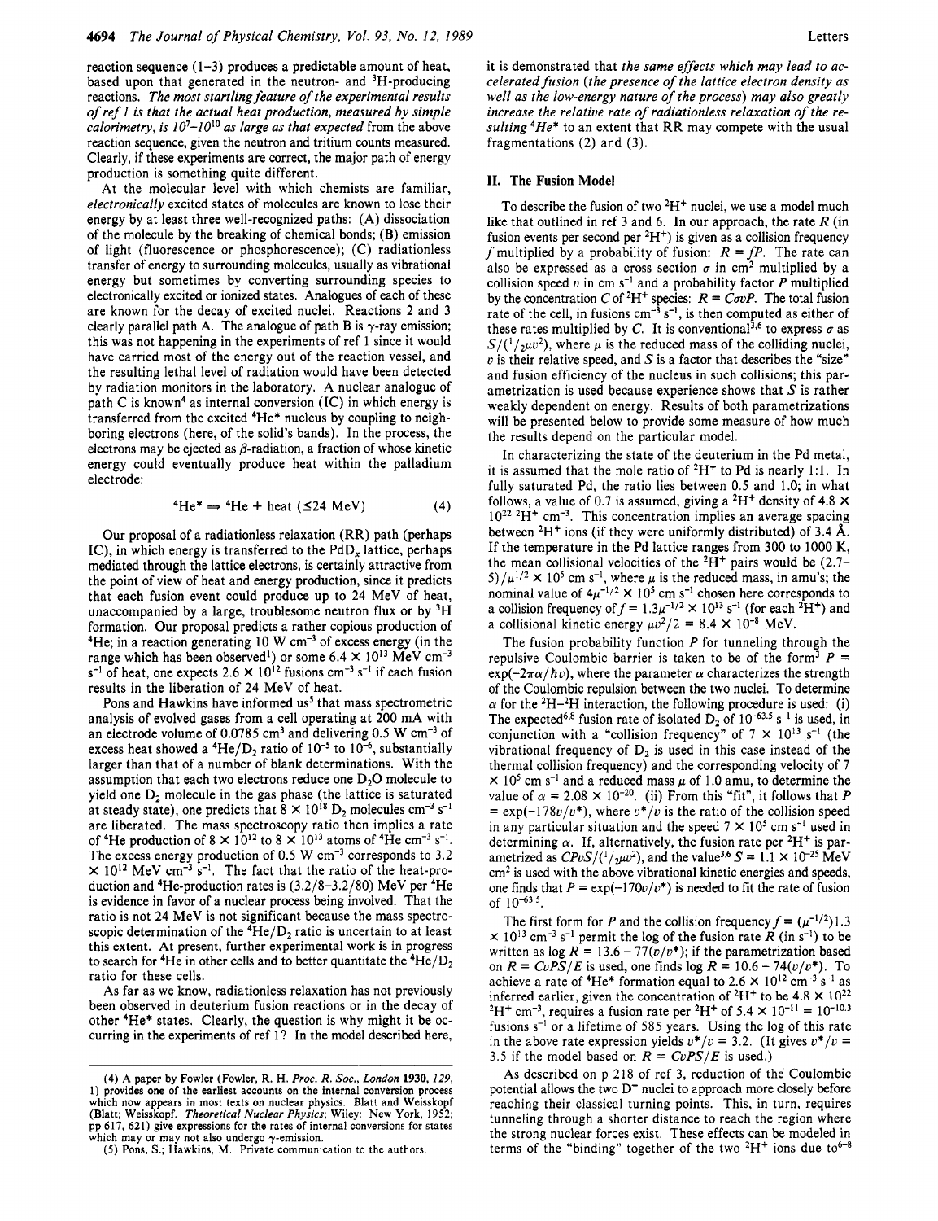reaction sequence (1–3) produces a predictable amount of heat, based upon that generated in the neutron- and $^3$H-producing reactions. *The most startling feature of the experimental results of ref 1 is that the actual heat production, measured by simple calorimetry, is $10^7$–$10^{10}$ as large as that expected* from the above reaction sequence, given the neutron and tritium counts measured. Clearly, if these experiments are correct, the major path of energy production is something quite different.

At the molecular level with which chemists are familiar, *electronically* excited states of molecules are known to lose their energy by at least three well-recognized paths: (A) dissociation of the molecule by the breaking of chemical bonds; (B) emission of light (fluorescence or phosphorescence); (C) radiationless transfer of energy to surrounding molecules, usually as vibrational energy but sometimes by converting surrounding species to electronically excited or ionized states. Analogues of each of these are known for the decay of excited nuclei. Reactions 2 and 3 clearly parallel path A. The analogue of path B is $\gamma$-ray emission; this was not happening in the experiments of ref 1 since it would have carried most of the energy out of the reaction vessel, and the resulting lethal level of radiation would have been detected by radiation monitors in the laboratory. A nuclear analogue of path C is known[4] as internal conversion (IC) in which energy is transferred from the excited $^4$He* nucleus by coupling to neighboring electrons (here, of the solid's bands). In the process, the electrons may be ejected as $\beta$-radiation, a fraction of whose kinetic energy could eventually produce heat within the palladium electrode:

$$^4\text{He}^* \Rightarrow {}^4\text{He} + \text{heat } (\leq 24 \text{ MeV}) \qquad (4)$$

Our proposal of a radiationless relaxation (RR) path (perhaps IC), in which energy is transferred to the $PdD_x$ lattice, perhaps mediated through the lattice electrons, is certainly attractive from the point of view of heat and energy production, since it predicts that each fusion event could produce up to 24 MeV of heat, unaccompanied by a large, troublesome neutron flux or by $^3$H formation. Our proposal predicts a rather copious production of $^4$He; in a reaction generating 10 W cm$^{-3}$ of excess energy (in the range which has been observed[1]) or some $6.4 \times 10^{13}$ MeV cm$^{-3}$ s$^{-1}$ of heat, one expects $2.6 \times 10^{12}$ fusions cm$^{-3}$ s$^{-1}$ if each fusion results in the liberation of 24 MeV of heat.

Pons and Hawkins have informed us[5] that mass spectrometric analysis of evolved gases from a cell operating at 200 mA with an electrode volume of 0.0785 cm$^3$ and delivering 0.5 W cm$^{-3}$ of excess heat showed a $^4$He/$D_2$ ratio of $10^{-5}$ to $10^{-6}$, substantially larger than that of a number of blank determinations. With the assumption that each two electrons reduce one $D_2O$ molecule to yield one $D_2$ molecule in the gas phase (the lattice is saturated at steady state), one predicts that $8 \times 10^{18}$ $D_2$ molecules cm$^{-3}$ s$^{-1}$ are liberated. The mass spectroscopy ratio then implies a rate of $^4$He production of $8 \times 10^{12}$ to $8 \times 10^{13}$ atoms of $^4$He cm$^{-3}$ s$^{-1}$. The excess energy production of 0.5 W cm$^{-3}$ corresponds to $3.2 \times 10^{12}$ MeV cm$^{-3}$ s$^{-1}$. The fact that the ratio of the heat-production and $^4$He-production rates is (3.2/8–3.2/80) MeV per $^4$He is evidence in favor of a nuclear process being involved. That the ratio is not 24 MeV is not significant because the mass spectroscopic determination of the $^4$He/$D_2$ ratio is uncertain to at least this extent. At present, further experimental work is in progress to search for $^4$He in other cells and to better quantitate the $^4$He/$D_2$ ratio for these cells.

As far as we know, radiationless relaxation has not previously been observed in deuterium fusion reactions or in the decay of other $^4$He* states. Clearly, the question is why might it be occurring in the experiments of ref 1? In the model described here, it is demonstrated that *the same effects which may lead to accelerated fusion (the presence of the lattice electron density as well as the low-energy nature of the process) may also greatly increase the relative rate of radiationless relaxation of the resulting $^4$He\* to an extent that RR may compete with the usual fragmentations (2) and (3)*.

## II. The Fusion Model

To describe the fusion of two $^2$H$^+$ nuclei, we use a model much like that outlined in ref 3 and 6. In our approach, the rate $R$ (in fusion events per second per $^2$H$^+$) is given as a collision frequency $f$ multiplied by a probability of fusion: $R = fP$. The rate can also be expressed as a cross section $\sigma$ in cm$^2$ multiplied by a collision speed $v$ in cm s$^{-1}$ and a probability factor $P$ multiplied by the concentration $C$ of $^2$H$^+$ species: $R = C\sigma vP$. The total fusion rate of the cell, in fusions cm$^{-3}$ s$^{-1}$, is then computed as either of these rates multiplied by $C$. It is conventional[3,6] to express $\sigma$ as $S/(^1/_2\mu v^2)$, where $\mu$ is the reduced mass of the colliding nuclei, $v$ is their relative speed, and $S$ is a factor that describes the "size" and fusion efficiency of the nucleus in such collisions; this parametrization is used because experience shows that $S$ is rather weakly dependent on energy. Results of both parametrizations will be presented below to provide some measure of how much the results depend on the particular model.

In characterizing the state of the deuterium in the Pd metal, it is assumed that the mole ratio of $^2$H$^+$ to Pd is nearly 1:1. In fully saturated Pd, the ratio lies between 0.5 and 1.0; in what follows, a value of 0.7 is assumed, giving a $^2$H$^+$ density of $4.8 \times 10^{22}$ $^2$H$^+$ cm$^{-3}$. This concentration implies an average spacing between $^2$H$^+$ ions (if they were uniformly distributed) of 3.4 Å. If the temperature in the Pd lattice ranges from 300 to 1000 K, the mean collisional velocities of the $^2$H$^+$ pairs would be $(2.7$–$5)/\mu^{1/2} \times 10^5$ cm s$^{-1}$, where $\mu$ is the reduced mass, in amu's; the nominal value of $4\mu^{-1/2} \times 10^5$ cm s$^{-1}$ chosen here corresponds to a collision frequency of $f = 1.3\mu^{-1/2} \times 10^{13}$ s$^{-1}$ (for each $^2$H$^+$) and a collisional kinetic energy $\mu v^2/2 = 8.4 \times 10^{-8}$ MeV.

The fusion probability function $P$ for tunneling through the repulsive Coulombic barrier is taken to be of the form[3] $P = \exp(-2\pi\alpha/\hbar v)$, where the parameter $\alpha$ characterizes the strength of the Coulombic repulsion between the two nuclei. To determine $\alpha$ for the $^2$H–$^2$H interaction, the following procedure is used: (i) The expected[6,8] fusion rate of isolated $D_2$ of $10^{-63.5}$ s$^{-1}$ is used, in conjunction with a "collision frequency" of $7 \times 10^{13}$ s$^{-1}$ (the vibrational frequency of $D_2$ is used in this case instead of the thermal collision frequency) and the corresponding velocity of $7 \times 10^5$ cm s$^{-1}$ and a reduced mass $\mu$ of 1.0 amu, to determine the value of $\alpha = 2.08 \times 10^{-20}$. (ii) From this "fit", it follows that $P = \exp(-178v/v^*)$, where $v^*/v$ is the ratio of the collision speed in any particular situation and the speed $7 \times 10^5$ cm s$^{-1}$ used in determining $\alpha$. If, alternatively, the fusion rate per $^2$H$^+$ is parametrized as $CPvS/(^1/_2\mu v^2)$, and the value[3,6] $S = 1.1 \times 10^{-25}$ MeV cm$^2$ is used with the above vibrational kinetic energies and speeds, one finds that $P = \exp(-170v/v^*)$ is needed to fit the rate of fusion of $10^{-63.5}$.

The first form for $P$ and the collision frequency $f = (\mu^{-1/2})1.3 \times 10^{13}$ cm$^{-3}$ s$^{-1}$ permit the log of the fusion rate $R$ (in s$^{-1}$) to be written as $\log R = 13.6 - 77(v/v^*)$; if the parametrization based on $R = CvPS/E$ is used, one finds $\log R = 10.6 - 74(v/v^*)$. To achieve a rate of $^4$He* formation equal to $2.6 \times 10^{12}$ cm$^{-3}$ s$^{-1}$ as inferred earlier, given the concentration of $^2$H$^+$ to be $4.8 \times 10^{22}$ $^2$H$^+$ cm$^{-3}$, requires a fusion rate per $^2$H$^+$ of $5.4 \times 10^{-11} = 10^{-10.3}$ fusions s$^{-1}$ or a lifetime of 585 years. Using the log of this rate in the above rate expression yields $v^*/v = 3.2$. (It gives $v^*/v = 3.5$ if the model based on $R = CvPS/E$ is used.)

As described on p 218 of ref 3, reduction of the Coulombic potential allows the two D$^+$ nuclei to approach more closely before reaching their classical turning points. This, in turn, requires tunneling through a shorter distance to reach the region where the strong nuclear forces exist. These effects can be modeled in terms of the "binding" together of the two $^2$H$^+$ ions due to[6–8]

(4) A paper by Fowler (Fowler, R. H. *Proc. R. Soc., London* **1930**, *129*, 1) provides one of the earliest accounts on the internal conversion process which now appears in most texts on nuclear physics. Blatt and Weisskopf (Blatt; Weisskopf. *Theoretical Nuclear Physics*; Wiley: New York, 1952; pp 617, 621) give expressions for the rates of internal conversions for states which may or may not also undergo $\gamma$-emission.

(5) Pons, S.; Hawkins, M. Private communication to the authors.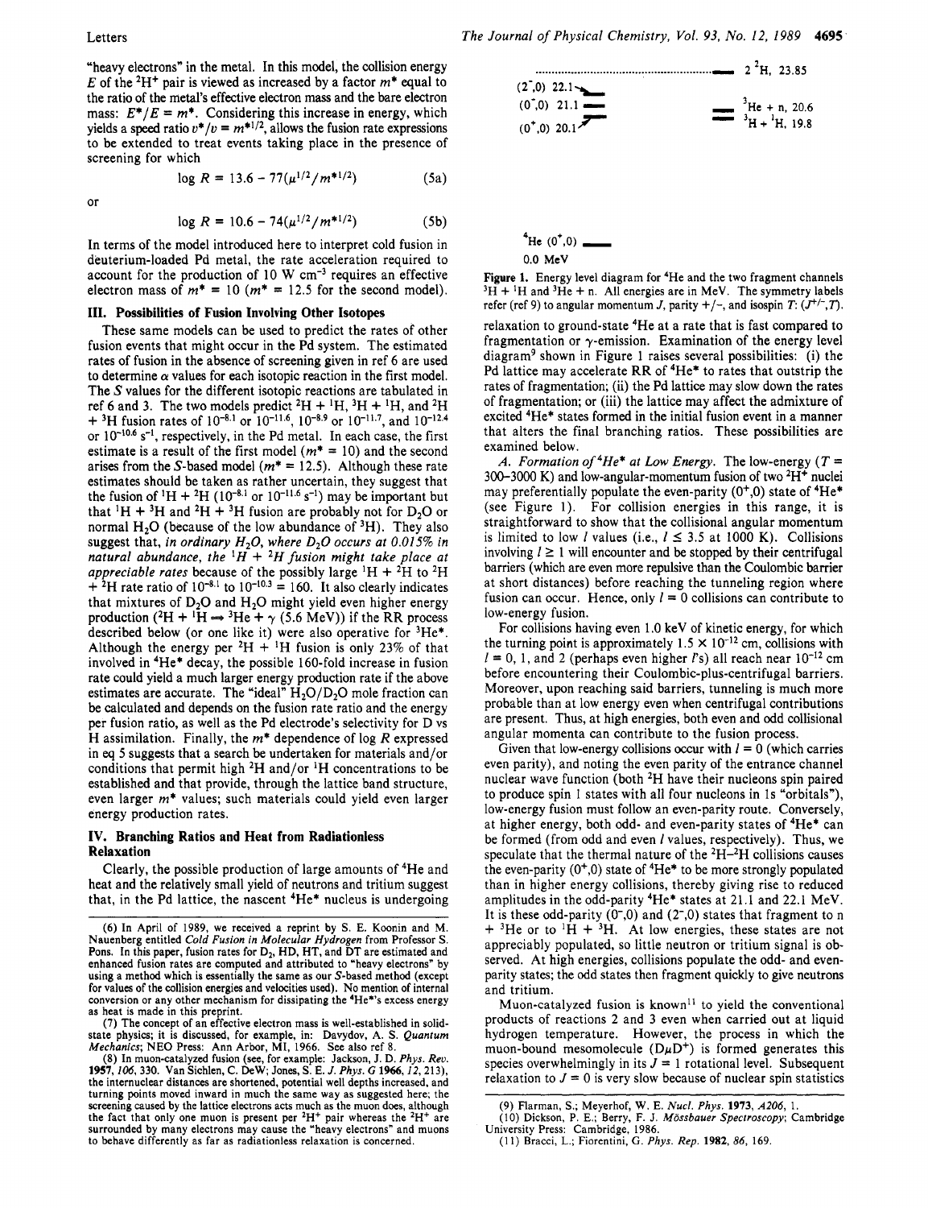"heavy electrons" in the metal. In this model, the collision energy $E$ of the $^2H^+$ pair is viewed as increased by a factor $m^*$ equal to the ratio of the metal's effective electron mass and the bare electron mass: $E^*/E = m^*$. Considering this increase in energy, which yields a speed ratio $v^*/v = m^{*1/2}$, allows the fusion rate expressions to be extended to treat events taking place in the presence of screening for which

$$\log R = 13.6 - 77(\mu^{1/2}/m^{*1/2}) \quad (5a)$$

or

$$\log R = 10.6 - 74(\mu^{1/2}/m^{*1/2}) \quad (5b)$$

In terms of the model introduced here to interpret cold fusion in deuterium-loaded Pd metal, the rate acceleration required to account for the production of 10 W cm$^{-3}$ requires an effective electron mass of $m^* = 10$ ($m^* = 12.5$ for the second model).

## III. Possibilities of Fusion Involving Other Isotopes

These same models can be used to predict the rates of other fusion events that might occur in the Pd system. The estimated rates of fusion in the absence of screening given in ref 6 are used to determine $\alpha$ values for each isotopic reaction in the first model. The $S$ values for the different isotopic reactions are tabulated in ref 6 and 3. The two models predict $^2H + {}^1H$, $^3H + {}^1H$, and $^2H + {}^3H$ fusion rates of $10^{-8.1}$ or $10^{-11.6}$, $10^{-8.9}$ or $10^{-11.7}$, and $10^{-12.4}$ or $10^{-10.6}$ s$^{-1}$, respectively, in the Pd metal. In each case, the first estimate is a result of the first model ($m^* = 10$) and the second arises from the $S$-based model ($m^* = 12.5$). Although these rate estimates should be taken as rather uncertain, they suggest that the fusion of $^1H + {}^2H$ ($10^{-8.1}$ or $10^{-11.6}$ s$^{-1}$) may be important but that $^1H + {}^3H$ and $^2H + {}^3H$ fusion are probably not for $D_2O$ or normal $H_2O$ (because of the low abundance of $^3H$). They also suggest that, *in ordinary $H_2O$, where $D_2O$ occurs at 0.015% in natural abundance, the $^1H + {}^2H$ fusion might take place at appreciable rates* because of the possibly large $^1H + {}^2H$ to $^2H + {}^2H$ rate ratio of $10^{-8.1}$ to $10^{-10.3} = 160$. It also clearly indicates that mixtures of $D_2O$ and $H_2O$ might yield even higher energy production ($^2H + {}^1H \Rightarrow {}^3He + \gamma$ (5.6 MeV)) if the RR process described below (or one like it) were also operative for $^3He^*$. Although the energy per $^2H + {}^1H$ fusion is only 23% of that involved in $^4He^*$ decay, the possible 160-fold increase in fusion rate could yield a much larger energy production rate if the above estimates are accurate. The "ideal" $H_2O/D_2O$ mole fraction can be calculated and depends on the fusion rate ratio and the energy per fusion ratio, as well as the Pd electrode's selectivity for D vs H assimilation. Finally, the $m^*$ dependence of log $R$ expressed in eq 5 suggests that a search be undertaken for materials and/or conditions that permit high $^2H$ and/or $^1H$ concentrations to be established and that provide, through the lattice band structure, even larger $m^*$ values; such materials could yield even larger energy production rates.

## IV. Branching Ratios and Heat from Radiationless Relaxation

Clearly, the possible production of large amounts of $^4He$ and heat and the relatively small yield of neutrons and tritium suggest that, in the Pd lattice, the nascent $^4He^*$ nucleus is undergoing relaxation to ground-state $^4He$ at a rate that is fast compared to fragmentation or $\gamma$-emission. Examination of the energy level diagram[9] shown in Figure 1 raises several possibilities: (i) the Pd lattice may accelerate RR of $^4He^*$ to rates that outstrip the rates of fragmentation; (ii) the Pd lattice may slow down the rates of fragmentation; or (iii) the lattice may affect the admixture of excited $^4He^*$ states formed in the initial fusion event in a manner that alters the final branching ratios. These possibilities are examined below.

$(2^-,0)$ 22.1 ; $(0^-,0)$ 21.1 ; $(0^+,0)$ 20.1 ; $2\,{}^2H$, 23.85 ; $^3He + n$, 20.6 ; $^3H + {}^1H$, 19.8 ; $^4He\ (0^+,0)$ 0.0 MeV

Figure 1. Energy level diagram for $^4He$ and the two fragment channels $^3H + {}^1H$ and $^3He + n$. All energies are in MeV. The symmetry labels refer (ref 9) to angular momentum $J$, parity +/−, and isospin $T$: $(J^{+/-},T)$.

*A. Formation of $^4He^*$ at Low Energy.* The low-energy ($T$ = 300–3000 K) and low-angular-momentum fusion of two $^2H^+$ nuclei may preferentially populate the even-parity $(0^+,0)$ state of $^4He^*$ (see Figure 1). For collision energies in this range, it is straightforward to show that the collisional angular momentum is limited to low $l$ values (i.e., $l \leq 3.5$ at 1000 K). Collisions involving $l \geq 1$ will encounter and be stopped by their centrifugal barriers (which are even more repulsive than the Coulombic barrier at short distances) before reaching the tunneling region where fusion can occur. Hence, only $l = 0$ collisions can contribute to low-energy fusion.

For collisions having even 1.0 keV of kinetic energy, for which the turning point is approximately $1.5 \times 10^{-12}$ cm, collisions with $l$ = 0, 1, and 2 (perhaps even higher $l$'s) all reach near $10^{-12}$ cm before encountering their Coulombic-plus-centrifugal barriers. Moreover, upon reaching said barriers, tunneling is much more probable than at low energy even when centrifugal contributions are present. Thus, at high energies, both even and odd collisional angular momenta can contribute to the fusion process.

Given that low-energy collisions occur with $l = 0$ (which carries even parity), and noting the even parity of the entrance channel nuclear wave function (both $^2H$ have their nucleons spin paired to produce spin 1 states with all four nucleons in 1s "orbitals"), low-energy fusion must follow an even-parity route. Conversely, at higher energy, both odd- and even-parity states of $^4He^*$ can be formed (from odd and even $l$ values, respectively). Thus, we speculate that the thermal nature of the $^2H$–$^2H$ collisions causes the even-parity $(0^+,0)$ state of $^4He^*$ to be more strongly populated than in higher energy collisions, thereby giving rise to reduced amplitudes in the odd-parity $^4He^*$ states at 21.1 and 22.1 MeV. It is these odd-parity $(0^-,0)$ and $(2^-,0)$ states that fragment to n + $^3He$ or to $^1H + {}^3H$. At low energies, these states are not appreciably populated, so little neutron or tritium signal is observed. At high energies, collisions populate the odd- and even-parity states; the odd states then fragment quickly to give neutrons and tritium.

Muon-catalyzed fusion is known[11] to yield the conventional products of reactions 2 and 3 even when carried out at liquid hydrogen temperature. However, the process in which the muon-bound mesomolecule ($D\mu D^+$) is formed generates this species overwhelmingly in its $J = 1$ rotational level. Subsequent relaxation to $J = 0$ is very slow because of nuclear spin statistics

(6) In April of 1989, we received a reprint by S. E. Koonin and M. Nauenberg entitled *Cold Fusion in Molecular Hydrogen* from Professor S. Pons. In this paper, fusion rates for $D_2$, HD, HT, and DT are estimated and enhanced fusion rates are computed and attributed to "heavy electrons" by using a method which is essentially the same as our $S$-based method (except for values of the collision energies and velocities used). No mention of internal conversion or any other mechanism for dissipating the $^4He^*$'s excess energy as heat is made in this preprint.

(7) The concept of an effective electron mass is well-established in solid-state physics; it is discussed, for example, in: Davydov, A. S. *Quantum Mechanics*; NEO Press: Ann Arbor, MI, 1966. See also ref 8.

(8) In muon-catalyzed fusion (see, for example: Jackson, J. D. *Phys. Rev.* **1957**, *106*, 330. Van Sichlen, C. DeW; Jones, S. E. *J. Phys. G* **1966**, *12*, 213), the internuclear distances are shortened, potential well depths increased, and turning points moved inward in much the same way as suggested here; the screening caused by the lattice electrons acts much as the muon does, although the fact that only one muon is present per $^2H^+$ pair whereas the $^2H^+$ are surrounded by many electrons may cause the "heavy electrons" and muons to behave differently as far as radiationless relaxation is concerned.

(9) Flarman, S.; Meyerhof, W. E. *Nucl. Phys.* **1973**, *A206*, 1.

(10) Dickson, P. E.; Berry, F. J. *Mössbauer Spectroscopy*; Cambridge University Press: Cambridge, 1986.

(11) Bracci, L.; Fiorentini, G. *Phys. Rep.* **1982**, *86*, 169.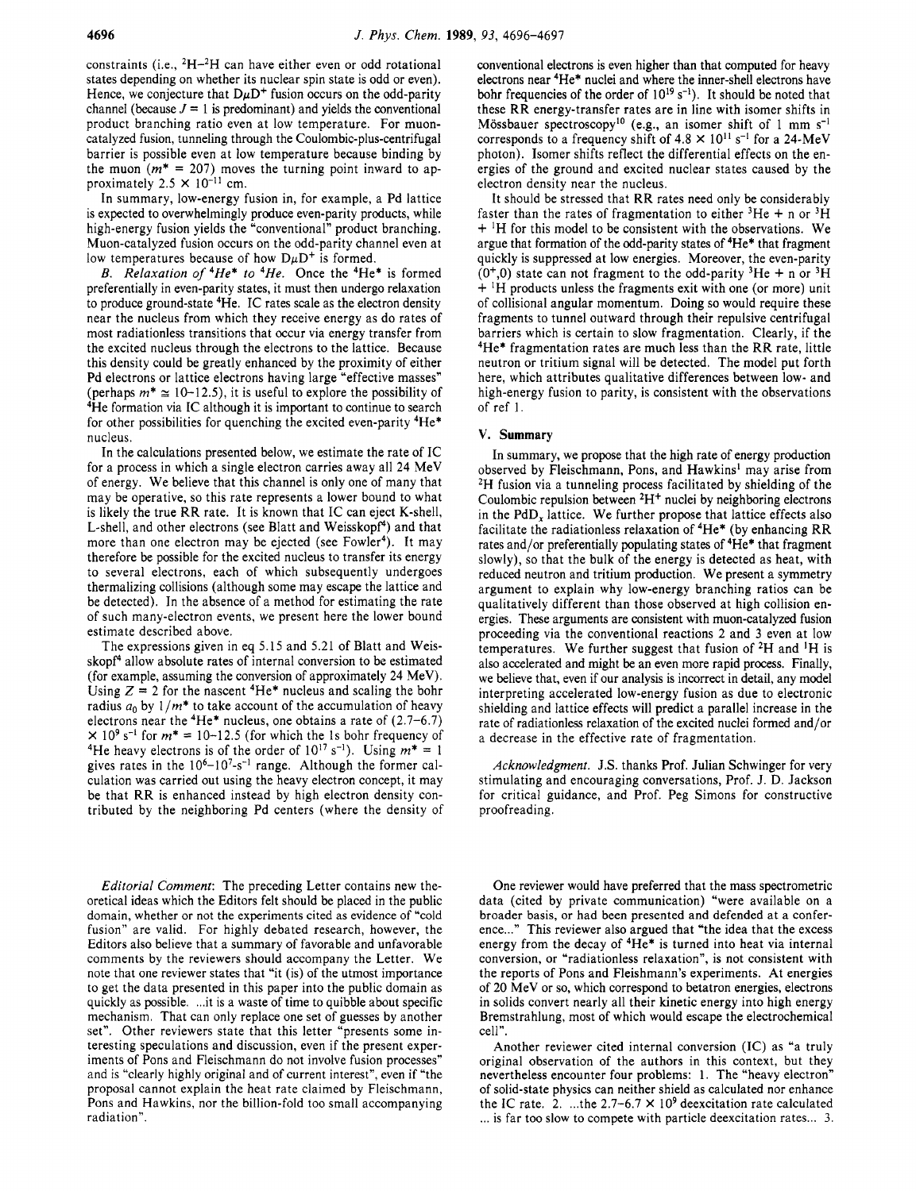constraints (i.e., $^2H$–$^2H$ can have either even or odd rotational states depending on whether its nuclear spin state is odd or even). Hence, we conjecture that $D\mu D^+$ fusion occurs on the odd-parity channel (because $J = 1$ is predominant) and yields the conventional product branching ratio even at low temperature. For muon-catalyzed fusion, tunneling through the Coulombic-plus-centrifugal barrier is possible even at low temperature because binding by the muon ($m^* = 207$) moves the turning point inward to approximately $2.5 \times 10^{-11}$ cm.

In summary, low-energy fusion in, for example, a Pd lattice is expected to overwhelmingly produce even-parity products, while high-energy fusion yields the "conventional" product branching. Muon-catalyzed fusion occurs on the odd-parity channel even at low temperatures because of how $D\mu D^+$ is formed.

*B. Relaxation of $^4He^*$ to $^4He$.* Once the $^4He^*$ is formed preferentially in even-parity states, it must then undergo relaxation to produce ground-state $^4He$. IC rates scale as the electron density near the nucleus from which they receive energy as do rates of most radiationless transitions that occur via energy transfer from the excited nucleus through the electrons to the lattice. Because this density could be greatly enhanced by the proximity of either Pd electrons or lattice electrons having large "effective masses" (perhaps $m^* \cong 10$–$12.5$), it is useful to explore the possibility of $^4He$ formation via IC although it is important to continue to search for other possibilities for quenching the excited even-parity $^4He^*$ nucleus.

In the calculations presented below, we estimate the rate of IC for a process in which a single electron carries away all 24 MeV of energy. We believe that this channel is only one of many that may be operative, so this rate represents a lower bound to what is likely the true RR rate. It is known that IC can eject K-shell, L-shell, and other electrons (see Blatt and Weisskopf[4]) and that more than one electron may be ejected (see Fowler[4]). It may therefore be possible for the excited nucleus to transfer its energy to several electrons, each of which subsequently undergoes thermalizing collisions (although some may escape the lattice and be detected). In the absence of a method for estimating the rate of such many-electron events, we present here the lower bound estimate described above.

The expressions given in eq 5.15 and 5.21 of Blatt and Weisskopf[4] allow absolute rates of internal conversion to be estimated (for example, assuming the conversion of approximately 24 MeV). Using $Z = 2$ for the nascent $^4He^*$ nucleus and scaling the bohr radius $a_0$ by $1/m^*$ to take account of the accumulation of heavy electrons near the $^4He^*$ nucleus, one obtains a rate of $(2.7$–$6.7) \times 10^9\ s^{-1}$ for $m^* = 10$–$12.5$ (for which the 1s bohr frequency of $^4He$ heavy electrons is of the order of $10^{17}\ s^{-1}$). Using $m^* = 1$ gives rates in the $10^6$–$10^7\ s^{-1}$ range. Although the former calculation was carried out using the heavy electron concept, it may be that RR is enhanced instead by high electron density contributed by the neighboring Pd centers (where the density of conventional electrons is even higher than that computed for heavy electrons near $^4He^*$ nuclei and where the inner-shell electrons have bohr frequencies of the order of $10^{19}\ s^{-1}$). It should be noted that these RR energy-transfer rates are in line with isomer shifts in Mössbauer spectroscopy[10] (e.g., an isomer shift of 1 mm $s^{-1}$ corresponds to a frequency shift of $4.8 \times 10^{11}\ s^{-1}$ for a 24-MeV photon). Isomer shifts reflect the differential effects on the energies of the ground and excited nuclear states caused by the electron density near the nucleus.

It should be stressed that RR rates need only be considerably faster than the rates of fragmentation to either $^3He$ + n or $^3H$ + $^1H$ for this model to be consistent with the observations. We argue that formation of the odd-parity states of $^4He^*$ that fragment quickly is suppressed at low energies. Moreover, the even-parity $(0^+,0)$ state can not fragment to the odd-parity $^3He$ + n or $^3H$ + $^1H$ products unless the fragments exit with one (or more) unit of collisional angular momentum. Doing so would require these fragments to tunnel outward through their repulsive centrifugal barriers which is certain to slow fragmentation. Clearly, if the $^4He^*$ fragmentation rates are much less than the RR rate, little neutron or tritium signal will be detected. The model put forth here, which attributes qualitative differences between low- and high-energy fusion to parity, is consistent with the observations of ref 1.

## V. Summary

In summary, we propose that the high rate of energy production observed by Fleischmann, Pons, and Hawkins[1] may arise from $^2H$ fusion via a tunneling process facilitated by shielding of the Coulombic repulsion between $^2H^+$ nuclei by neighboring electrons in the $PdD_x$ lattice. We further propose that lattice effects also facilitate the radiationless relaxation of $^4He^*$ (by enhancing RR rates and/or preferentially populating states of $^4He^*$ that fragment slowly), so that the bulk of the energy is detected as heat, with reduced neutron and tritium production. We present a symmetry argument to explain why low-energy branching ratios can be qualitatively different than those observed at high collision energies. These arguments are consistent with muon-catalyzed fusion proceeding via the conventional reactions 2 and 3 even at low temperatures. We further suggest that fusion of $^2H$ and $^1H$ is also accelerated and might be an even more rapid process. Finally, we believe that, even if our analysis is incorrect in detail, any model interpreting accelerated low-energy fusion as due to electronic shielding and lattice effects will predict a parallel increase in the rate of radiationless relaxation of the excited nuclei formed and/or a decrease in the effective rate of fragmentation.

*Acknowledgment.* J.S. thanks Prof. Julian Schwinger for very stimulating and encouraging conversations, Prof. J. D. Jackson for critical guidance, and Prof. Peg Simons for constructive proofreading.

*Editorial Comment*: The preceding Letter contains new theoretical ideas which the Editors felt should be placed in the public domain, whether or not the experiments cited as evidence of "cold fusion" are valid. For highly debated research, however, the Editors also believe that a summary of favorable and unfavorable comments by the reviewers should accompany the Letter. We note that one reviewer states that "it (is) of the utmost importance to get the data presented in this paper into the public domain as quickly as possible. ...it is a waste of time to quibble about specific mechanism. That can only replace one set of guesses by another set". Other reviewers state that this letter "presents some interesting speculations and discussion, even if the present experiments of Pons and Fleischmann do not involve fusion processes" and is "clearly highly original and of current interest", even if "the proposal cannot explain the heat rate claimed by Fleischmann, Pons and Hawkins, nor the billion-fold too small accompanying radiation".

One reviewer would have preferred that the mass spectrometric data (cited by private communication) "were available on a broader basis, or had been presented and defended at a conference..." This reviewer also argued that "the idea that the excess energy from the decay of $^4He^*$ is turned into heat via internal conversion, or "radiationless relaxation", is not consistent with the reports of Pons and Fleishmann's experiments. At energies of 20 MeV or so, which correspond to betatron energies, electrons in solids convert nearly all their kinetic energy into high energy Bremstrahlung, most of which would escape the electrochemical cell".

Another reviewer cited internal conversion (IC) as "a truly original observation of the authors in this context, but they nevertheless encounter four problems: 1. The "heavy electron" of solid-state physics can neither shield as calculated nor enhance the IC rate. 2. ...the $2.7$–$6.7 \times 10^9$ deexcitation rate calculated ... is far too slow to compete with particle deexcitation rates... 3.